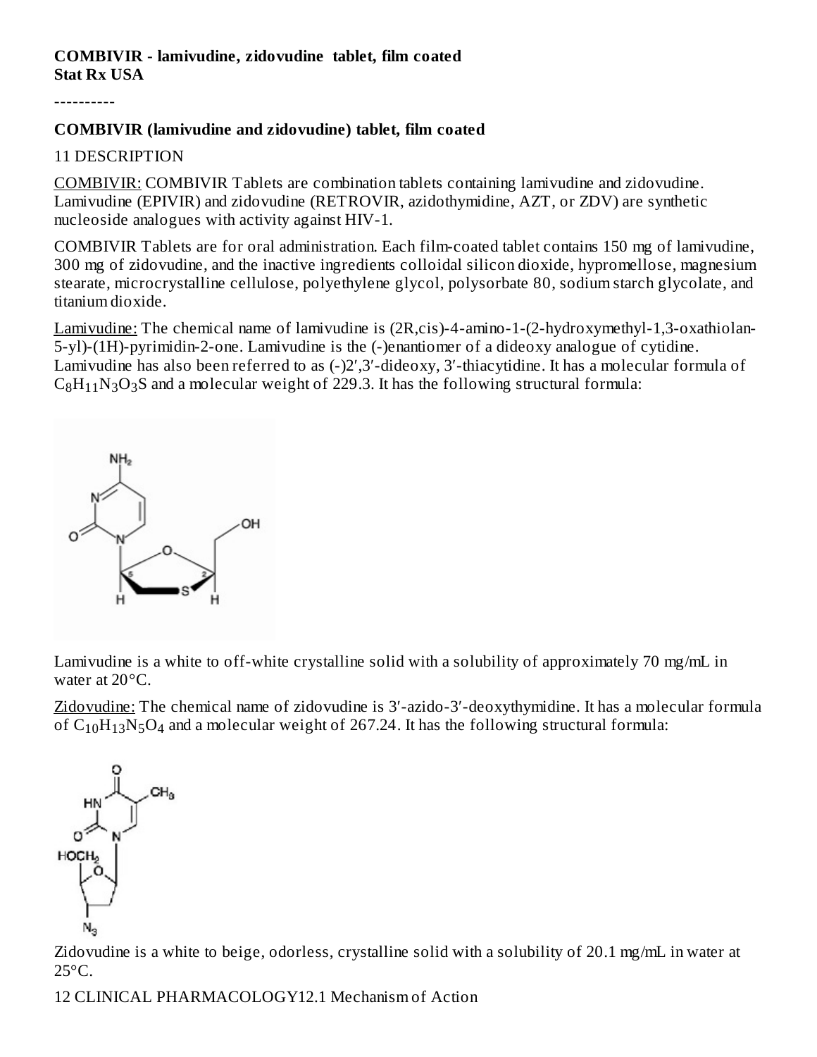**COMBIVIR - lamivudine, zidovudine tablet, film coated**
**Stat Rx USA**

----------

**COMBIVIR (lamivudine and zidovudine) tablet, film coated**

11 DESCRIPTION

COMBIVIR: COMBIVIR Tablets are combination tablets containing lamivudine and zidovudine. Lamivudine (EPIVIR) and zidovudine (RETROVIR, azidothymidine, AZT, or ZDV) are synthetic nucleoside analogues with activity against HIV-1.

COMBIVIR Tablets are for oral administration. Each film-coated tablet contains 150 mg of lamivudine, 300 mg of zidovudine, and the inactive ingredients colloidal silicon dioxide, hypromellose, magnesium stearate, microcrystalline cellulose, polyethylene glycol, polysorbate 80, sodium starch glycolate, and titanium dioxide.

Lamivudine: The chemical name of lamivudine is (2R,cis)-4-amino-1-(2-hydroxymethyl-1,3-oxathiolan-5-yl)-(1H)-pyrimidin-2-one. Lamivudine is the (-)enantiomer of a dideoxy analogue of cytidine. Lamivudine has also been referred to as (-)2′,3′-dideoxy, 3′-thiacytidine. It has a molecular formula of $C_8H_{11}N_3O_3S$ and a molecular weight of 229.3. It has the following structural formula:

Lamivudine is a white to off-white crystalline solid with a solubility of approximately 70 mg/mL in water at 20°C.

Zidovudine: The chemical name of zidovudine is 3′-azido-3′-deoxythymidine. It has a molecular formula of $C_{10}H_{13}N_5O_4$ and a molecular weight of 267.24. It has the following structural formula:

Zidovudine is a white to beige, odorless, crystalline solid with a solubility of 20.1 mg/mL in water at 25°C.

12 CLINICAL PHARMACOLOGY12.1 Mechanism of Action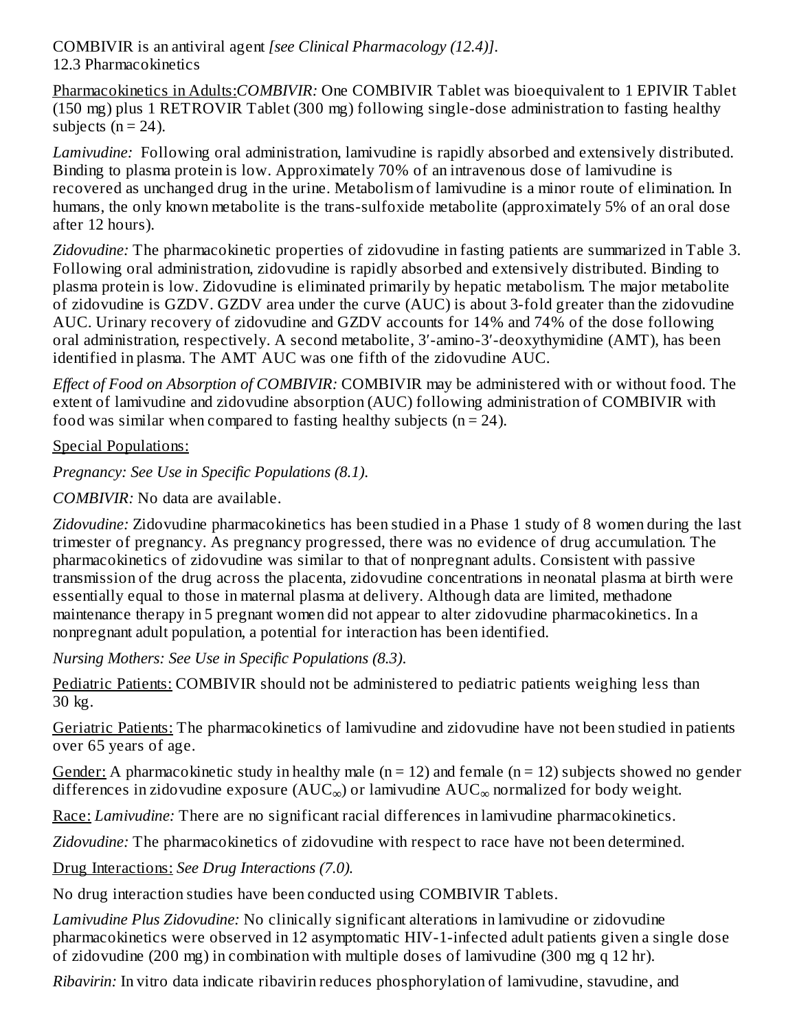COMBIVIR is an antiviral agent *[see Clinical Pharmacology (12.4)]*.

### 12.3 Pharmacokinetics

Pharmacokinetics in Adults:*COMBIVIR:* One COMBIVIR Tablet was bioequivalent to 1 EPIVIR Tablet (150 mg) plus 1 RETROVIR Tablet (300 mg) following single-dose administration to fasting healthy subjects (n = 24).

*Lamivudine:* Following oral administration, lamivudine is rapidly absorbed and extensively distributed. Binding to plasma protein is low. Approximately 70% of an intravenous dose of lamivudine is recovered as unchanged drug in the urine. Metabolism of lamivudine is a minor route of elimination. In humans, the only known metabolite is the trans-sulfoxide metabolite (approximately 5% of an oral dose after 12 hours).

*Zidovudine:* The pharmacokinetic properties of zidovudine in fasting patients are summarized in Table 3. Following oral administration, zidovudine is rapidly absorbed and extensively distributed. Binding to plasma protein is low. Zidovudine is eliminated primarily by hepatic metabolism. The major metabolite of zidovudine is GZDV. GZDV area under the curve (AUC) is about 3-fold greater than the zidovudine AUC. Urinary recovery of zidovudine and GZDV accounts for 14% and 74% of the dose following oral administration, respectively. A second metabolite, 3′-amino-3′-deoxythymidine (AMT), has been identified in plasma. The AMT AUC was one fifth of the zidovudine AUC.

*Effect of Food on Absorption of COMBIVIR:* COMBIVIR may be administered with or without food. The extent of lamivudine and zidovudine absorption (AUC) following administration of COMBIVIR with food was similar when compared to fasting healthy subjects (n = 24).

Special Populations:

*Pregnancy: See Use in Specific Populations (8.1).*

*COMBIVIR:* No data are available.

*Zidovudine:* Zidovudine pharmacokinetics has been studied in a Phase 1 study of 8 women during the last trimester of pregnancy. As pregnancy progressed, there was no evidence of drug accumulation. The pharmacokinetics of zidovudine was similar to that of nonpregnant adults. Consistent with passive transmission of the drug across the placenta, zidovudine concentrations in neonatal plasma at birth were essentially equal to those in maternal plasma at delivery. Although data are limited, methadone maintenance therapy in 5 pregnant women did not appear to alter zidovudine pharmacokinetics. In a nonpregnant adult population, a potential for interaction has been identified.

*Nursing Mothers: See Use in Specific Populations (8.3).*

Pediatric Patients: COMBIVIR should not be administered to pediatric patients weighing less than 30 kg.

Geriatric Patients: The pharmacokinetics of lamivudine and zidovudine have not been studied in patients over 65 years of age.

Gender: A pharmacokinetic study in healthy male (n = 12) and female (n = 12) subjects showed no gender differences in zidovudine exposure ($AUC_\infty$) or lamivudine $AUC_\infty$ normalized for body weight.

Race: *Lamivudine:* There are no significant racial differences in lamivudine pharmacokinetics.

*Zidovudine:* The pharmacokinetics of zidovudine with respect to race have not been determined.

Drug Interactions: *See Drug Interactions (7.0).*

No drug interaction studies have been conducted using COMBIVIR Tablets.

*Lamivudine Plus Zidovudine:* No clinically significant alterations in lamivudine or zidovudine pharmacokinetics were observed in 12 asymptomatic HIV-1-infected adult patients given a single dose of zidovudine (200 mg) in combination with multiple doses of lamivudine (300 mg q 12 hr).

*Ribavirin:* In vitro data indicate ribavirin reduces phosphorylation of lamivudine, stavudine, and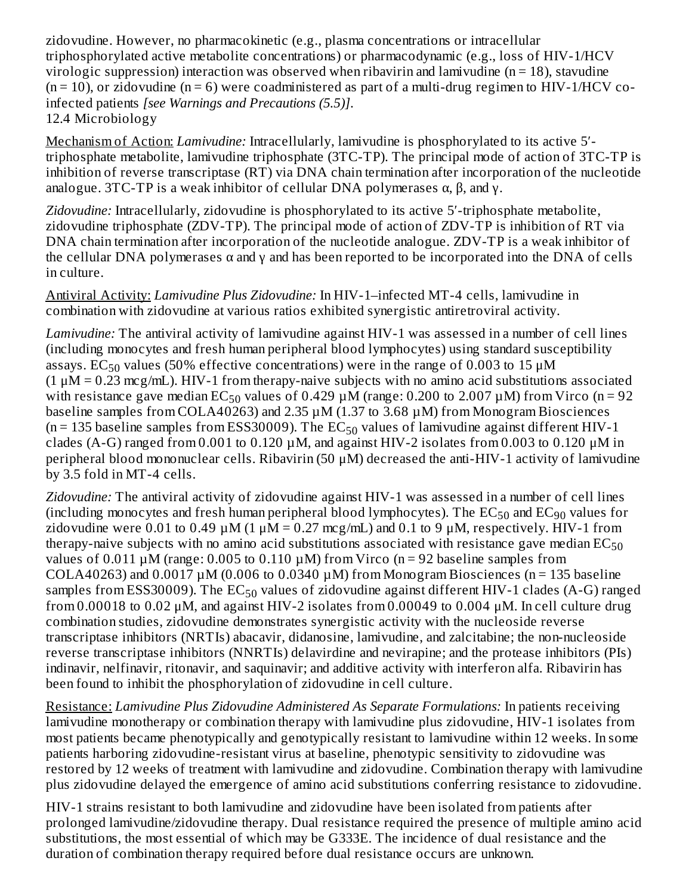zidovudine. However, no pharmacokinetic (e.g., plasma concentrations or intracellular triphosphorylated active metabolite concentrations) or pharmacodynamic (e.g., loss of HIV-1/HCV virologic suppression) interaction was observed when ribavirin and lamivudine (n = 18), stavudine (n = 10), or zidovudine (n = 6) were coadministered as part of a multi-drug regimen to HIV-1/HCV co-infected patients *[see Warnings and Precautions (5.5)]*.

## 12.4 Microbiology

Mechanism of Action: *Lamivudine:* Intracellularly, lamivudine is phosphorylated to its active 5′-triphosphate metabolite, lamivudine triphosphate (3TC-TP). The principal mode of action of 3TC-TP is inhibition of reverse transcriptase (RT) via DNA chain termination after incorporation of the nucleotide analogue. 3TC-TP is a weak inhibitor of cellular DNA polymerases α, β, and γ.

*Zidovudine:* Intracellularly, zidovudine is phosphorylated to its active 5′-triphosphate metabolite, zidovudine triphosphate (ZDV-TP). The principal mode of action of ZDV-TP is inhibition of RT via DNA chain termination after incorporation of the nucleotide analogue. ZDV-TP is a weak inhibitor of the cellular DNA polymerases α and γ and has been reported to be incorporated into the DNA of cells in culture.

Antiviral Activity: *Lamivudine Plus Zidovudine:* In HIV-1–infected MT-4 cells, lamivudine in combination with zidovudine at various ratios exhibited synergistic antiretroviral activity.

*Lamivudine:* The antiviral activity of lamivudine against HIV-1 was assessed in a number of cell lines (including monocytes and fresh human peripheral blood lymphocytes) using standard susceptibility assays. $EC_{50}$ values (50% effective concentrations) were in the range of 0.003 to 15 µM (1 µM = 0.23 mcg/mL). HIV-1 from therapy-naive subjects with no amino acid substitutions associated with resistance gave median $EC_{50}$ values of 0.429 µM (range: 0.200 to 2.007 µM) from Virco (n = 92 baseline samples from COLA40263) and 2.35 µM (1.37 to 3.68 µM) from Monogram Biosciences (n = 135 baseline samples from ESS30009). The $EC_{50}$ values of lamivudine against different HIV-1 clades (A-G) ranged from 0.001 to 0.120 µM, and against HIV-2 isolates from 0.003 to 0.120 µM in peripheral blood mononuclear cells. Ribavirin (50 µM) decreased the anti-HIV-1 activity of lamivudine by 3.5 fold in MT-4 cells.

*Zidovudine:* The antiviral activity of zidovudine against HIV-1 was assessed in a number of cell lines (including monocytes and fresh human peripheral blood lymphocytes). The $EC_{50}$ and $EC_{90}$ values for zidovudine were 0.01 to 0.49 µM (1 µM = 0.27 mcg/mL) and 0.1 to 9 µM, respectively. HIV-1 from therapy-naive subjects with no amino acid substitutions associated with resistance gave median $EC_{50}$ values of 0.011 µM (range: 0.005 to 0.110 µM) from Virco (n = 92 baseline samples from COLA40263) and 0.0017 µM (0.006 to 0.0340 µM) from Monogram Biosciences (n = 135 baseline samples from ESS30009). The $EC_{50}$ values of zidovudine against different HIV-1 clades (A-G) ranged from 0.00018 to 0.02 µM, and against HIV-2 isolates from 0.00049 to 0.004 µM. In cell culture drug combination studies, zidovudine demonstrates synergistic activity with the nucleoside reverse transcriptase inhibitors (NRTIs) abacavir, didanosine, lamivudine, and zalcitabine; the non-nucleoside reverse transcriptase inhibitors (NNRTIs) delavirdine and nevirapine; and the protease inhibitors (PIs) indinavir, nelfinavir, ritonavir, and saquinavir; and additive activity with interferon alfa. Ribavirin has been found to inhibit the phosphorylation of zidovudine in cell culture.

Resistance: *Lamivudine Plus Zidovudine Administered As Separate Formulations:* In patients receiving lamivudine monotherapy or combination therapy with lamivudine plus zidovudine, HIV-1 isolates from most patients became phenotypically and genotypically resistant to lamivudine within 12 weeks. In some patients harboring zidovudine-resistant virus at baseline, phenotypic sensitivity to zidovudine was restored by 12 weeks of treatment with lamivudine and zidovudine. Combination therapy with lamivudine plus zidovudine delayed the emergence of amino acid substitutions conferring resistance to zidovudine.

HIV-1 strains resistant to both lamivudine and zidovudine have been isolated from patients after prolonged lamivudine/zidovudine therapy. Dual resistance required the presence of multiple amino acid substitutions, the most essential of which may be G333E. The incidence of dual resistance and the duration of combination therapy required before dual resistance occurs are unknown.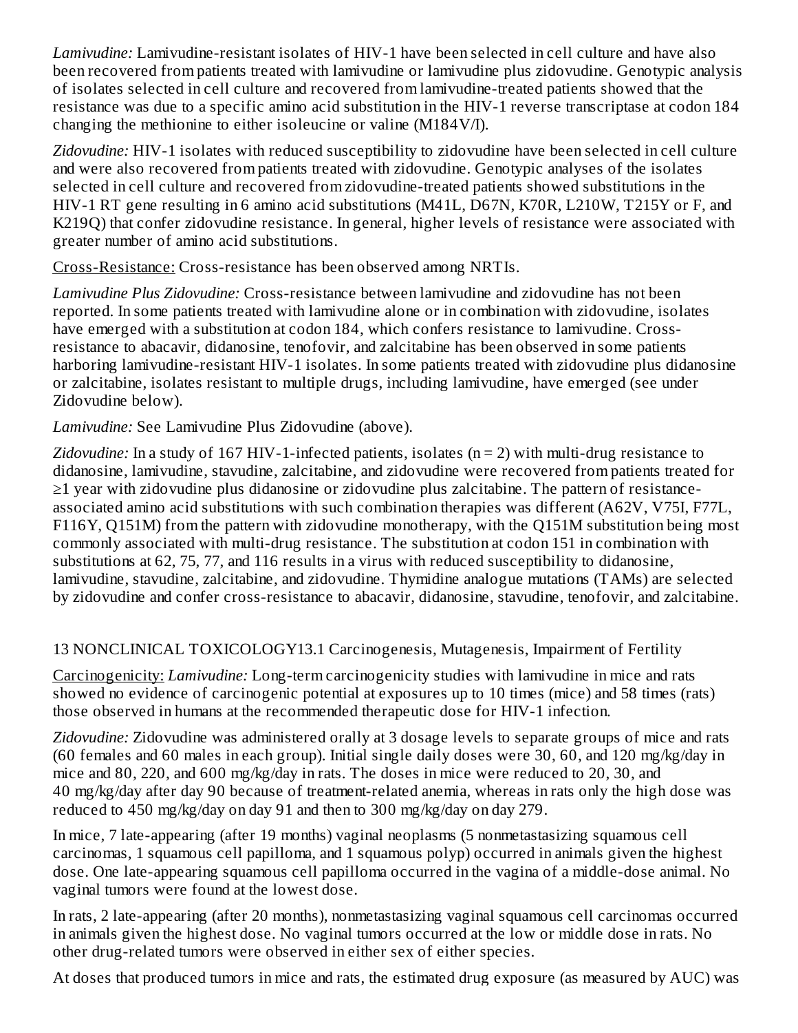*Lamivudine:* Lamivudine-resistant isolates of HIV-1 have been selected in cell culture and have also been recovered from patients treated with lamivudine or lamivudine plus zidovudine. Genotypic analysis of isolates selected in cell culture and recovered from lamivudine-treated patients showed that the resistance was due to a specific amino acid substitution in the HIV-1 reverse transcriptase at codon 184 changing the methionine to either isoleucine or valine (M184V/I).

*Zidovudine:* HIV-1 isolates with reduced susceptibility to zidovudine have been selected in cell culture and were also recovered from patients treated with zidovudine. Genotypic analyses of the isolates selected in cell culture and recovered from zidovudine-treated patients showed substitutions in the HIV-1 RT gene resulting in 6 amino acid substitutions (M41L, D67N, K70R, L210W, T215Y or F, and K219Q) that confer zidovudine resistance. In general, higher levels of resistance were associated with greater number of amino acid substitutions.

Cross-Resistance: Cross-resistance has been observed among NRTIs.

*Lamivudine Plus Zidovudine:* Cross-resistance between lamivudine and zidovudine has not been reported. In some patients treated with lamivudine alone or in combination with zidovudine, isolates have emerged with a substitution at codon 184, which confers resistance to lamivudine. Cross-resistance to abacavir, didanosine, tenofovir, and zalcitabine has been observed in some patients harboring lamivudine-resistant HIV-1 isolates. In some patients treated with zidovudine plus didanosine or zalcitabine, isolates resistant to multiple drugs, including lamivudine, have emerged (see under Zidovudine below).

*Lamivudine:* See Lamivudine Plus Zidovudine (above).

*Zidovudine:* In a study of 167 HIV-1-infected patients, isolates (n = 2) with multi-drug resistance to didanosine, lamivudine, stavudine, zalcitabine, and zidovudine were recovered from patients treated for ≥1 year with zidovudine plus didanosine or zidovudine plus zalcitabine. The pattern of resistance-associated amino acid substitutions with such combination therapies was different (A62V, V75I, F77L, F116Y, Q151M) from the pattern with zidovudine monotherapy, with the Q151M substitution being most commonly associated with multi-drug resistance. The substitution at codon 151 in combination with substitutions at 62, 75, 77, and 116 results in a virus with reduced susceptibility to didanosine, lamivudine, stavudine, zalcitabine, and zidovudine. Thymidine analogue mutations (TAMs) are selected by zidovudine and confer cross-resistance to abacavir, didanosine, stavudine, tenofovir, and zalcitabine.

## 13 NONCLINICAL TOXICOLOGY

### 13.1 Carcinogenesis, Mutagenesis, Impairment of Fertility

Carcinogenicity: *Lamivudine:* Long-term carcinogenicity studies with lamivudine in mice and rats showed no evidence of carcinogenic potential at exposures up to 10 times (mice) and 58 times (rats) those observed in humans at the recommended therapeutic dose for HIV-1 infection.

*Zidovudine:* Zidovudine was administered orally at 3 dosage levels to separate groups of mice and rats (60 females and 60 males in each group). Initial single daily doses were 30, 60, and 120 mg/kg/day in mice and 80, 220, and 600 mg/kg/day in rats. The doses in mice were reduced to 20, 30, and 40 mg/kg/day after day 90 because of treatment-related anemia, whereas in rats only the high dose was reduced to 450 mg/kg/day on day 91 and then to 300 mg/kg/day on day 279.

In mice, 7 late-appearing (after 19 months) vaginal neoplasms (5 nonmetastasizing squamous cell carcinomas, 1 squamous cell papilloma, and 1 squamous polyp) occurred in animals given the highest dose. One late-appearing squamous cell papilloma occurred in the vagina of a middle-dose animal. No vaginal tumors were found at the lowest dose.

In rats, 2 late-appearing (after 20 months), nonmetastasizing vaginal squamous cell carcinomas occurred in animals given the highest dose. No vaginal tumors occurred at the low or middle dose in rats. No other drug-related tumors were observed in either sex of either species.

At doses that produced tumors in mice and rats, the estimated drug exposure (as measured by AUC) was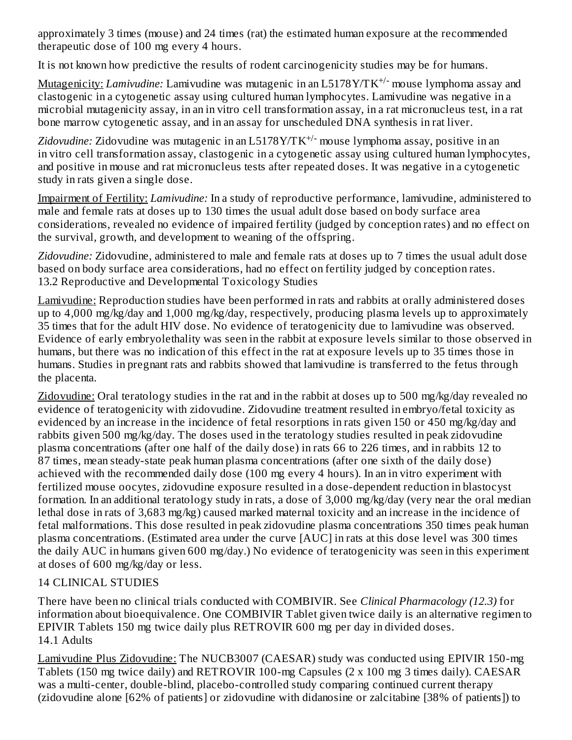approximately 3 times (mouse) and 24 times (rat) the estimated human exposure at the recommended therapeutic dose of 100 mg every 4 hours.

It is not known how predictive the results of rodent carcinogenicity studies may be for humans.

Mutagenicity: *Lamivudine:* Lamivudine was mutagenic in an L5178Y/TK$^{+/-}$ mouse lymphoma assay and clastogenic in a cytogenetic assay using cultured human lymphocytes. Lamivudine was negative in a microbial mutagenicity assay, in an in vitro cell transformation assay, in a rat micronucleus test, in a rat bone marrow cytogenetic assay, and in an assay for unscheduled DNA synthesis in rat liver.

*Zidovudine:* Zidovudine was mutagenic in an L5178Y/TK$^{+/-}$ mouse lymphoma assay, positive in an in vitro cell transformation assay, clastogenic in a cytogenetic assay using cultured human lymphocytes, and positive in mouse and rat micronucleus tests after repeated doses. It was negative in a cytogenetic study in rats given a single dose.

Impairment of Fertility: *Lamivudine:* In a study of reproductive performance, lamivudine, administered to male and female rats at doses up to 130 times the usual adult dose based on body surface area considerations, revealed no evidence of impaired fertility (judged by conception rates) and no effect on the survival, growth, and development to weaning of the offspring.

*Zidovudine:* Zidovudine, administered to male and female rats at doses up to 7 times the usual adult dose based on body surface area considerations, had no effect on fertility judged by conception rates.

## 13.2 Reproductive and Developmental Toxicology Studies

Lamivudine: Reproduction studies have been performed in rats and rabbits at orally administered doses up to 4,000 mg/kg/day and 1,000 mg/kg/day, respectively, producing plasma levels up to approximately 35 times that for the adult HIV dose. No evidence of teratogenicity due to lamivudine was observed. Evidence of early embryolethality was seen in the rabbit at exposure levels similar to those observed in humans, but there was no indication of this effect in the rat at exposure levels up to 35 times those in humans. Studies in pregnant rats and rabbits showed that lamivudine is transferred to the fetus through the placenta.

Zidovudine: Oral teratology studies in the rat and in the rabbit at doses up to 500 mg/kg/day revealed no evidence of teratogenicity with zidovudine. Zidovudine treatment resulted in embryo/fetal toxicity as evidenced by an increase in the incidence of fetal resorptions in rats given 150 or 450 mg/kg/day and rabbits given 500 mg/kg/day. The doses used in the teratology studies resulted in peak zidovudine plasma concentrations (after one half of the daily dose) in rats 66 to 226 times, and in rabbits 12 to 87 times, mean steady-state peak human plasma concentrations (after one sixth of the daily dose) achieved with the recommended daily dose (100 mg every 4 hours). In an in vitro experiment with fertilized mouse oocytes, zidovudine exposure resulted in a dose-dependent reduction in blastocyst formation. In an additional teratology study in rats, a dose of 3,000 mg/kg/day (very near the oral median lethal dose in rats of 3,683 mg/kg) caused marked maternal toxicity and an increase in the incidence of fetal malformations. This dose resulted in peak zidovudine plasma concentrations 350 times peak human plasma concentrations. (Estimated area under the curve [AUC] in rats at this dose level was 300 times the daily AUC in humans given 600 mg/day.) No evidence of teratogenicity was seen in this experiment at doses of 600 mg/kg/day or less.

# 14 CLINICAL STUDIES

There have been no clinical trials conducted with COMBIVIR. See *Clinical Pharmacology (12.3)* for information about bioequivalence. One COMBIVIR Tablet given twice daily is an alternative regimen to EPIVIR Tablets 150 mg twice daily plus RETROVIR 600 mg per day in divided doses.

## 14.1 Adults

Lamivudine Plus Zidovudine: The NUCB3007 (CAESAR) study was conducted using EPIVIR 150-mg Tablets (150 mg twice daily) and RETROVIR 100-mg Capsules (2 x 100 mg 3 times daily). CAESAR was a multi-center, double-blind, placebo-controlled study comparing continued current therapy (zidovudine alone [62% of patients] or zidovudine with didanosine or zalcitabine [38% of patients]) to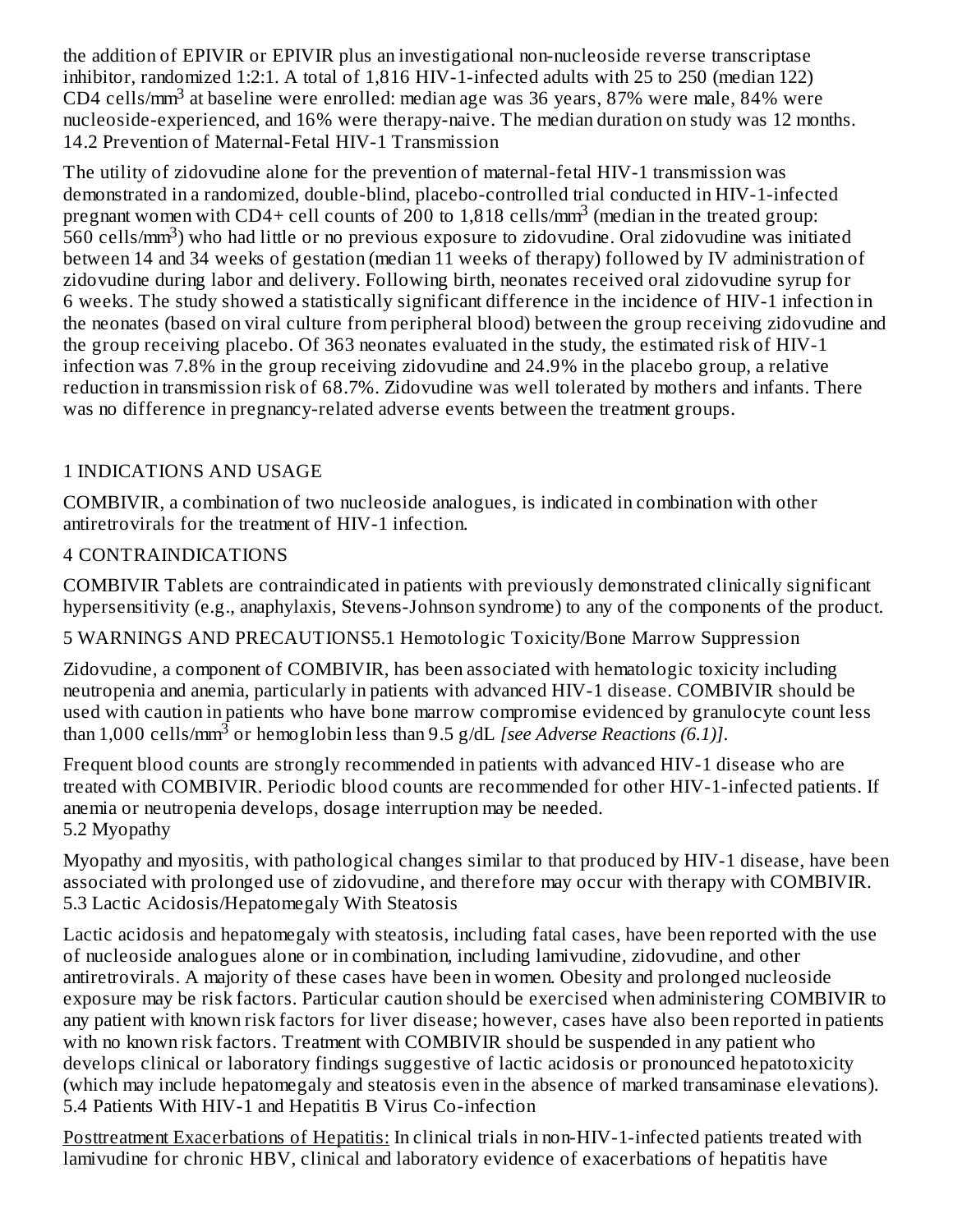the addition of EPIVIR or EPIVIR plus an investigational non-nucleoside reverse transcriptase inhibitor, randomized 1:2:1. A total of 1,816 HIV-1-infected adults with 25 to 250 (median 122) CD4 cells/mm$^3$ at baseline were enrolled: median age was 36 years, 87% were male, 84% were nucleoside-experienced, and 16% were therapy-naive. The median duration on study was 12 months.

### 14.2 Prevention of Maternal-Fetal HIV-1 Transmission

The utility of zidovudine alone for the prevention of maternal-fetal HIV-1 transmission was demonstrated in a randomized, double-blind, placebo-controlled trial conducted in HIV-1-infected pregnant women with CD4+ cell counts of 200 to 1,818 cells/mm$^3$ (median in the treated group: 560 cells/mm$^3$) who had little or no previous exposure to zidovudine. Oral zidovudine was initiated between 14 and 34 weeks of gestation (median 11 weeks of therapy) followed by IV administration of zidovudine during labor and delivery. Following birth, neonates received oral zidovudine syrup for 6 weeks. The study showed a statistically significant difference in the incidence of HIV-1 infection in the neonates (based on viral culture from peripheral blood) between the group receiving zidovudine and the group receiving placebo. Of 363 neonates evaluated in the study, the estimated risk of HIV-1 infection was 7.8% in the group receiving zidovudine and 24.9% in the placebo group, a relative reduction in transmission risk of 68.7%. Zidovudine was well tolerated by mothers and infants. There was no difference in pregnancy-related adverse events between the treatment groups.

## 1 INDICATIONS AND USAGE

COMBIVIR, a combination of two nucleoside analogues, is indicated in combination with other antiretrovirals for the treatment of HIV-1 infection.

## 4 CONTRAINDICATIONS

COMBIVIR Tablets are contraindicated in patients with previously demonstrated clinically significant hypersensitivity (e.g., anaphylaxis, Stevens-Johnson syndrome) to any of the components of the product.

## 5 WARNINGS AND PRECAUTIONS

### 5.1 Hemotologic Toxicity/Bone Marrow Suppression

Zidovudine, a component of COMBIVIR, has been associated with hematologic toxicity including neutropenia and anemia, particularly in patients with advanced HIV-1 disease. COMBIVIR should be used with caution in patients who have bone marrow compromise evidenced by granulocyte count less than 1,000 cells/mm$^3$ or hemoglobin less than 9.5 g/dL *[see Adverse Reactions (6.1)]*.

Frequent blood counts are strongly recommended in patients with advanced HIV-1 disease who are treated with COMBIVIR. Periodic blood counts are recommended for other HIV-1-infected patients. If anemia or neutropenia develops, dosage interruption may be needed.

### 5.2 Myopathy

Myopathy and myositis, with pathological changes similar to that produced by HIV-1 disease, have been associated with prolonged use of zidovudine, and therefore may occur with therapy with COMBIVIR.

### 5.3 Lactic Acidosis/Hepatomegaly With Steatosis

Lactic acidosis and hepatomegaly with steatosis, including fatal cases, have been reported with the use of nucleoside analogues alone or in combination, including lamivudine, zidovudine, and other antiretrovirals. A majority of these cases have been in women. Obesity and prolonged nucleoside exposure may be risk factors. Particular caution should be exercised when administering COMBIVIR to any patient with known risk factors for liver disease; however, cases have also been reported in patients with no known risk factors. Treatment with COMBIVIR should be suspended in any patient who develops clinical or laboratory findings suggestive of lactic acidosis or pronounced hepatotoxicity (which may include hepatomegaly and steatosis even in the absence of marked transaminase elevations).

### 5.4 Patients With HIV-1 and Hepatitis B Virus Co-infection

Posttreatment Exacerbations of Hepatitis: In clinical trials in non-HIV-1-infected patients treated with lamivudine for chronic HBV, clinical and laboratory evidence of exacerbations of hepatitis have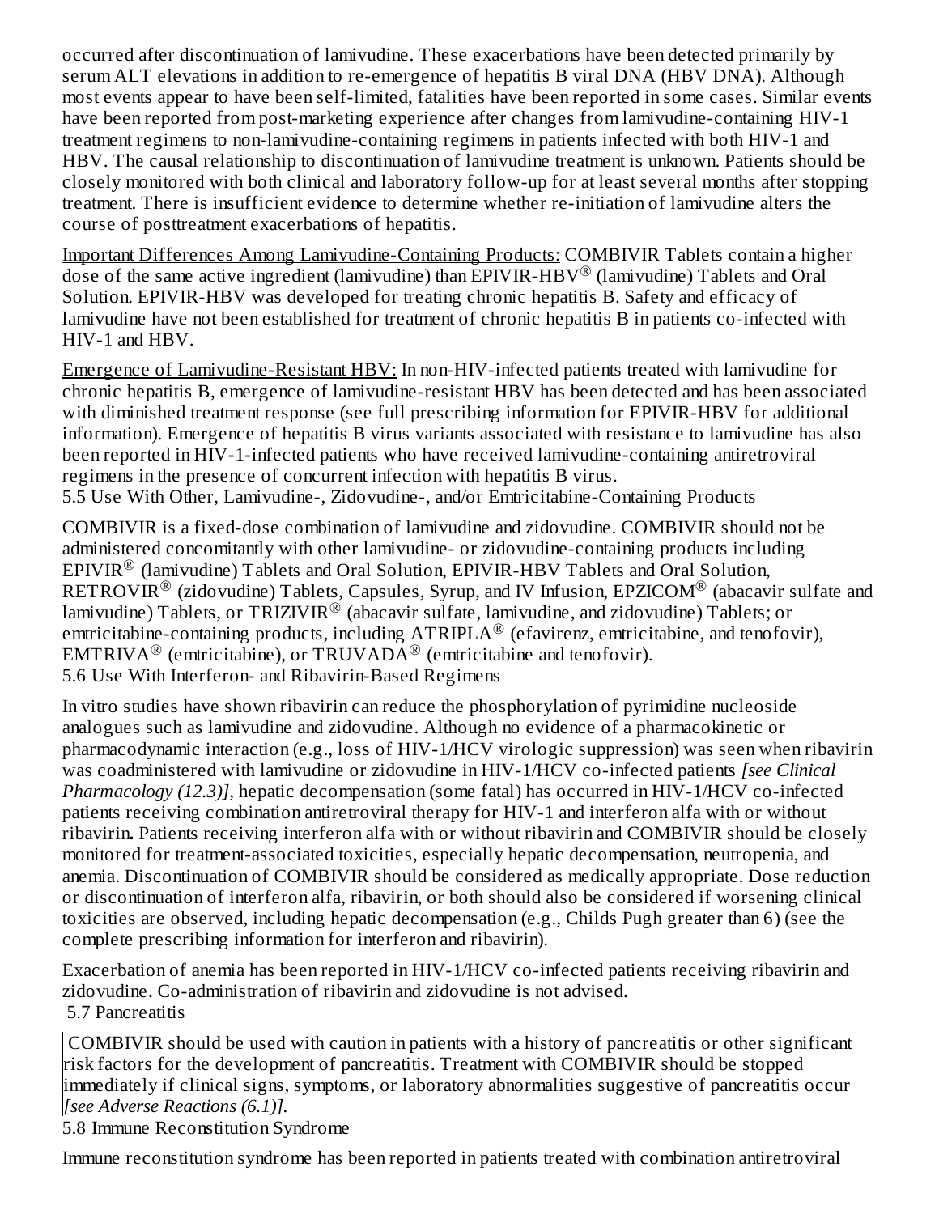occurred after discontinuation of lamivudine. These exacerbations have been detected primarily by serum ALT elevations in addition to re-emergence of hepatitis B viral DNA (HBV DNA). Although most events appear to have been self-limited, fatalities have been reported in some cases. Similar events have been reported from post-marketing experience after changes from lamivudine-containing HIV-1 treatment regimens to non-lamivudine-containing regimens in patients infected with both HIV-1 and HBV. The causal relationship to discontinuation of lamivudine treatment is unknown. Patients should be closely monitored with both clinical and laboratory follow-up for at least several months after stopping treatment. There is insufficient evidence to determine whether re-initiation of lamivudine alters the course of posttreatment exacerbations of hepatitis.

Important Differences Among Lamivudine-Containing Products: COMBIVIR Tablets contain a higher dose of the same active ingredient (lamivudine) than EPIVIR-HBV® (lamivudine) Tablets and Oral Solution. EPIVIR-HBV was developed for treating chronic hepatitis B. Safety and efficacy of lamivudine have not been established for treatment of chronic hepatitis B in patients co-infected with HIV-1 and HBV.

Emergence of Lamivudine-Resistant HBV: In non-HIV-infected patients treated with lamivudine for chronic hepatitis B, emergence of lamivudine-resistant HBV has been detected and has been associated with diminished treatment response (see full prescribing information for EPIVIR-HBV for additional information). Emergence of hepatitis B virus variants associated with resistance to lamivudine has also been reported in HIV-1-infected patients who have received lamivudine-containing antiretroviral regimens in the presence of concurrent infection with hepatitis B virus.

### 5.5 Use With Other, Lamivudine-, Zidovudine-, and/or Emtricitabine-Containing Products

COMBIVIR is a fixed-dose combination of lamivudine and zidovudine. COMBIVIR should not be administered concomitantly with other lamivudine- or zidovudine-containing products including EPIVIR® (lamivudine) Tablets and Oral Solution, EPIVIR-HBV Tablets and Oral Solution, RETROVIR® (zidovudine) Tablets, Capsules, Syrup, and IV Infusion, EPZICOM® (abacavir sulfate and lamivudine) Tablets, or TRIZIVIR® (abacavir sulfate, lamivudine, and zidovudine) Tablets; or emtricitabine-containing products, including ATRIPLA® (efavirenz, emtricitabine, and tenofovir), EMTRIVA® (emtricitabine), or TRUVADA® (emtricitabine and tenofovir).

### 5.6 Use With Interferon- and Ribavirin-Based Regimens

In vitro studies have shown ribavirin can reduce the phosphorylation of pyrimidine nucleoside analogues such as lamivudine and zidovudine. Although no evidence of a pharmacokinetic or pharmacodynamic interaction (e.g., loss of HIV-1/HCV virologic suppression) was seen when ribavirin was coadministered with lamivudine or zidovudine in HIV-1/HCV co-infected patients *[see Clinical Pharmacology (12.3)]*, hepatic decompensation (some fatal) has occurred in HIV-1/HCV co-infected patients receiving combination antiretroviral therapy for HIV-1 and interferon alfa with or without ribavirin**.** Patients receiving interferon alfa with or without ribavirin and COMBIVIR should be closely monitored for treatment-associated toxicities, especially hepatic decompensation, neutropenia, and anemia. Discontinuation of COMBIVIR should be considered as medically appropriate. Dose reduction or discontinuation of interferon alfa, ribavirin, or both should also be considered if worsening clinical toxicities are observed, including hepatic decompensation (e.g., Childs Pugh greater than 6) (see the complete prescribing information for interferon and ribavirin).

Exacerbation of anemia has been reported in HIV-1/HCV co-infected patients receiving ribavirin and zidovudine. Co-administration of ribavirin and zidovudine is not advised.

### 5.7 Pancreatitis

COMBIVIR should be used with caution in patients with a history of pancreatitis or other significant risk factors for the development of pancreatitis. Treatment with COMBIVIR should be stopped immediately if clinical signs, symptoms, or laboratory abnormalities suggestive of pancreatitis occur *[see Adverse Reactions (6.1)]*.

### 5.8 Immune Reconstitution Syndrome

Immune reconstitution syndrome has been reported in patients treated with combination antiretroviral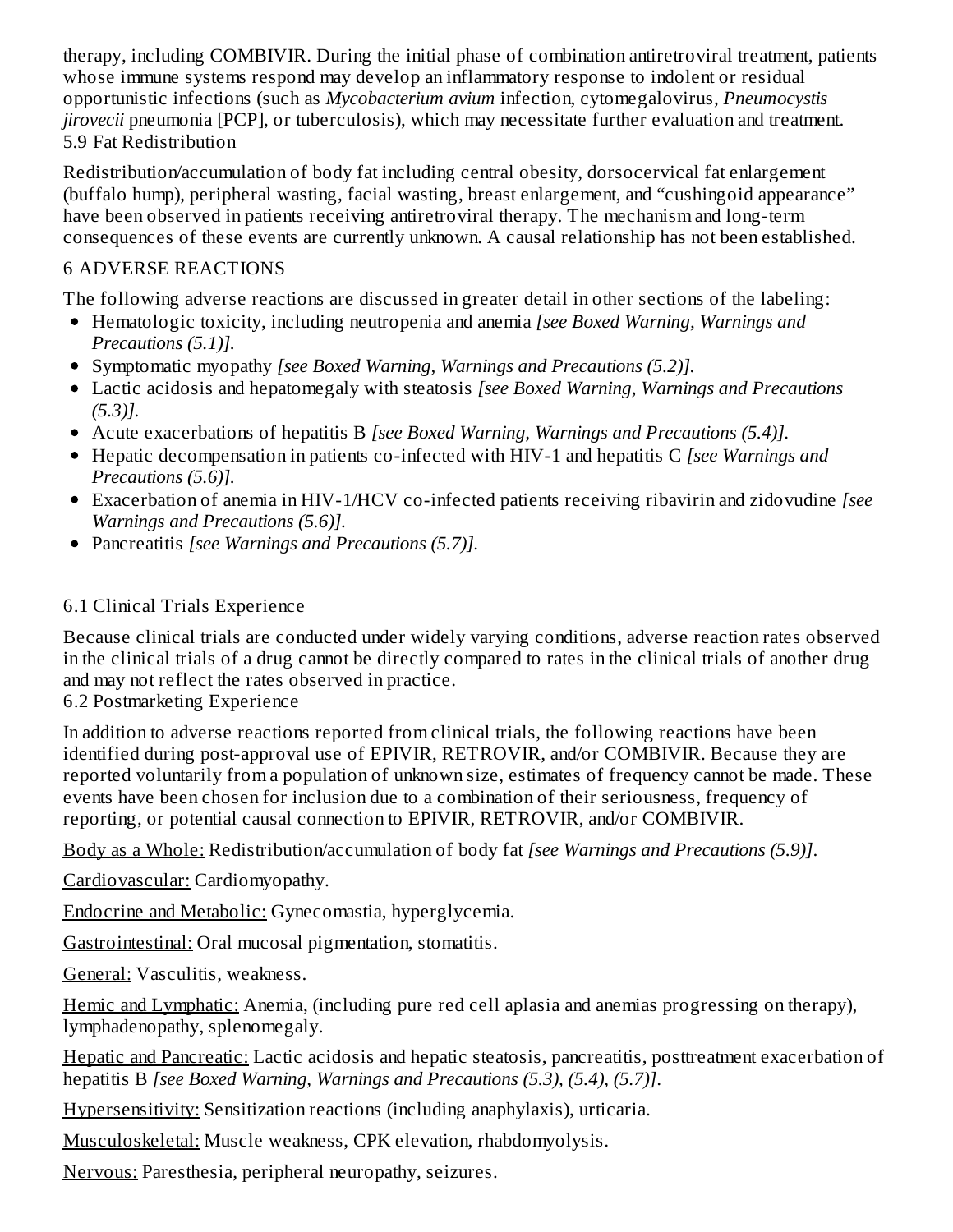therapy, including COMBIVIR. During the initial phase of combination antiretroviral treatment, patients whose immune systems respond may develop an inflammatory response to indolent or residual opportunistic infections (such as *Mycobacterium avium* infection, cytomegalovirus, *Pneumocystis jirovecii* pneumonia [PCP], or tuberculosis), which may necessitate further evaluation and treatment.

### 5.9 Fat Redistribution

Redistribution/accumulation of body fat including central obesity, dorsocervical fat enlargement (buffalo hump), peripheral wasting, facial wasting, breast enlargement, and "cushingoid appearance" have been observed in patients receiving antiretroviral therapy. The mechanism and long-term consequences of these events are currently unknown. A causal relationship has not been established.

## 6 ADVERSE REACTIONS

The following adverse reactions are discussed in greater detail in other sections of the labeling:

- Hematologic toxicity, including neutropenia and anemia *[see Boxed Warning, Warnings and Precautions (5.1)].*
- Symptomatic myopathy *[see Boxed Warning, Warnings and Precautions (5.2)].*
- Lactic acidosis and hepatomegaly with steatosis *[see Boxed Warning, Warnings and Precautions (5.3)].*
- Acute exacerbations of hepatitis B *[see Boxed Warning, Warnings and Precautions (5.4)].*
- Hepatic decompensation in patients co-infected with HIV-1 and hepatitis C *[see Warnings and Precautions (5.6)].*
- Exacerbation of anemia in HIV-1/HCV co-infected patients receiving ribavirin and zidovudine *[see Warnings and Precautions (5.6)].*
- Pancreatitis *[see Warnings and Precautions (5.7)].*

### 6.1 Clinical Trials Experience

Because clinical trials are conducted under widely varying conditions, adverse reaction rates observed in the clinical trials of a drug cannot be directly compared to rates in the clinical trials of another drug and may not reflect the rates observed in practice.

### 6.2 Postmarketing Experience

In addition to adverse reactions reported from clinical trials, the following reactions have been identified during post-approval use of EPIVIR, RETROVIR, and/or COMBIVIR. Because they are reported voluntarily from a population of unknown size, estimates of frequency cannot be made. These events have been chosen for inclusion due to a combination of their seriousness, frequency of reporting, or potential causal connection to EPIVIR, RETROVIR, and/or COMBIVIR.

Body as a Whole: Redistribution/accumulation of body fat *[see Warnings and Precautions (5.9)].*

Cardiovascular: Cardiomyopathy.

Endocrine and Metabolic: Gynecomastia, hyperglycemia.

Gastrointestinal: Oral mucosal pigmentation, stomatitis.

General: Vasculitis, weakness.

Hemic and Lymphatic: Anemia, (including pure red cell aplasia and anemias progressing on therapy), lymphadenopathy, splenomegaly.

Hepatic and Pancreatic: Lactic acidosis and hepatic steatosis, pancreatitis, posttreatment exacerbation of hepatitis B *[see Boxed Warning, Warnings and Precautions (5.3), (5.4), (5.7)].*

Hypersensitivity: Sensitization reactions (including anaphylaxis), urticaria.

Musculoskeletal: Muscle weakness, CPK elevation, rhabdomyolysis.

Nervous: Paresthesia, peripheral neuropathy, seizures.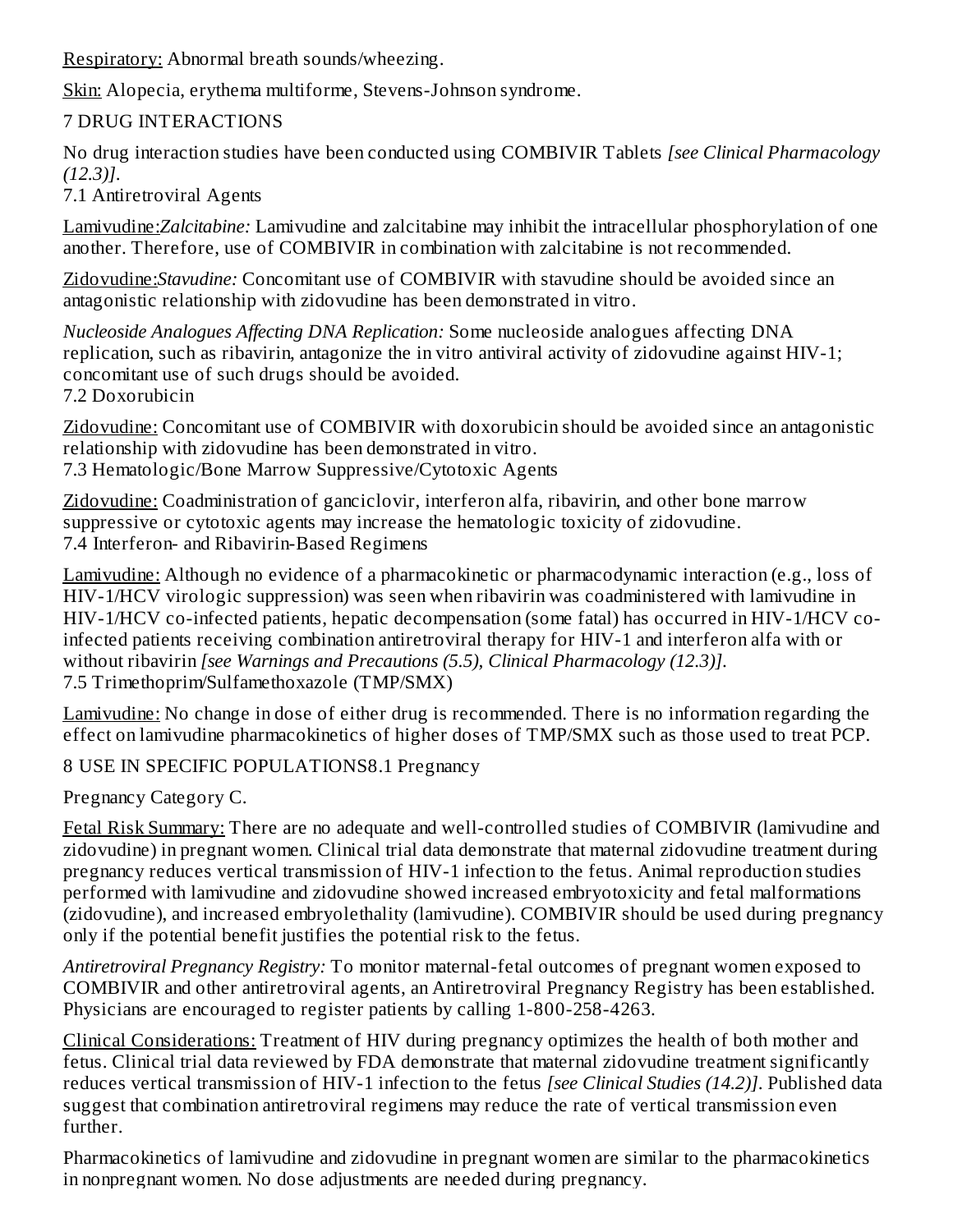Respiratory: Abnormal breath sounds/wheezing.

Skin: Alopecia, erythema multiforme, Stevens-Johnson syndrome.

## 7 DRUG INTERACTIONS

No drug interaction studies have been conducted using COMBIVIR Tablets *[see Clinical Pharmacology (12.3)]*.

### 7.1 Antiretroviral Agents

Lamivudine:*Zalcitabine:* Lamivudine and zalcitabine may inhibit the intracellular phosphorylation of one another. Therefore, use of COMBIVIR in combination with zalcitabine is not recommended.

Zidovudine:*Stavudine:* Concomitant use of COMBIVIR with stavudine should be avoided since an antagonistic relationship with zidovudine has been demonstrated in vitro.

*Nucleoside Analogues Affecting DNA Replication:* Some nucleoside analogues affecting DNA replication, such as ribavirin, antagonize the in vitro antiviral activity of zidovudine against HIV-1; concomitant use of such drugs should be avoided.

### 7.2 Doxorubicin

Zidovudine: Concomitant use of COMBIVIR with doxorubicin should be avoided since an antagonistic relationship with zidovudine has been demonstrated in vitro.

### 7.3 Hematologic/Bone Marrow Suppressive/Cytotoxic Agents

Zidovudine: Coadministration of ganciclovir, interferon alfa, ribavirin, and other bone marrow suppressive or cytotoxic agents may increase the hematologic toxicity of zidovudine.

### 7.4 Interferon- and Ribavirin-Based Regimens

Lamivudine: Although no evidence of a pharmacokinetic or pharmacodynamic interaction (e.g., loss of HIV-1/HCV virologic suppression) was seen when ribavirin was coadministered with lamivudine in HIV-1/HCV co-infected patients, hepatic decompensation (some fatal) has occurred in HIV-1/HCV co-infected patients receiving combination antiretroviral therapy for HIV-1 and interferon alfa with or without ribavirin *[see Warnings and Precautions (5.5), Clinical Pharmacology (12.3)]*.

### 7.5 Trimethoprim/Sulfamethoxazole (TMP/SMX)

Lamivudine: No change in dose of either drug is recommended. There is no information regarding the effect on lamivudine pharmacokinetics of higher doses of TMP/SMX such as those used to treat PCP.

## 8 USE IN SPECIFIC POPULATIONS

### 8.1 Pregnancy

Pregnancy Category C.

Fetal Risk Summary: There are no adequate and well-controlled studies of COMBIVIR (lamivudine and zidovudine) in pregnant women. Clinical trial data demonstrate that maternal zidovudine treatment during pregnancy reduces vertical transmission of HIV-1 infection to the fetus. Animal reproduction studies performed with lamivudine and zidovudine showed increased embryotoxicity and fetal malformations (zidovudine), and increased embryolethality (lamivudine). COMBIVIR should be used during pregnancy only if the potential benefit justifies the potential risk to the fetus.

*Antiretroviral Pregnancy Registry:* To monitor maternal-fetal outcomes of pregnant women exposed to COMBIVIR and other antiretroviral agents, an Antiretroviral Pregnancy Registry has been established. Physicians are encouraged to register patients by calling 1-800-258-4263.

Clinical Considerations: Treatment of HIV during pregnancy optimizes the health of both mother and fetus. Clinical trial data reviewed by FDA demonstrate that maternal zidovudine treatment significantly reduces vertical transmission of HIV-1 infection to the fetus *[see Clinical Studies (14.2)]*. Published data suggest that combination antiretroviral regimens may reduce the rate of vertical transmission even further.

Pharmacokinetics of lamivudine and zidovudine in pregnant women are similar to the pharmacokinetics in nonpregnant women. No dose adjustments are needed during pregnancy.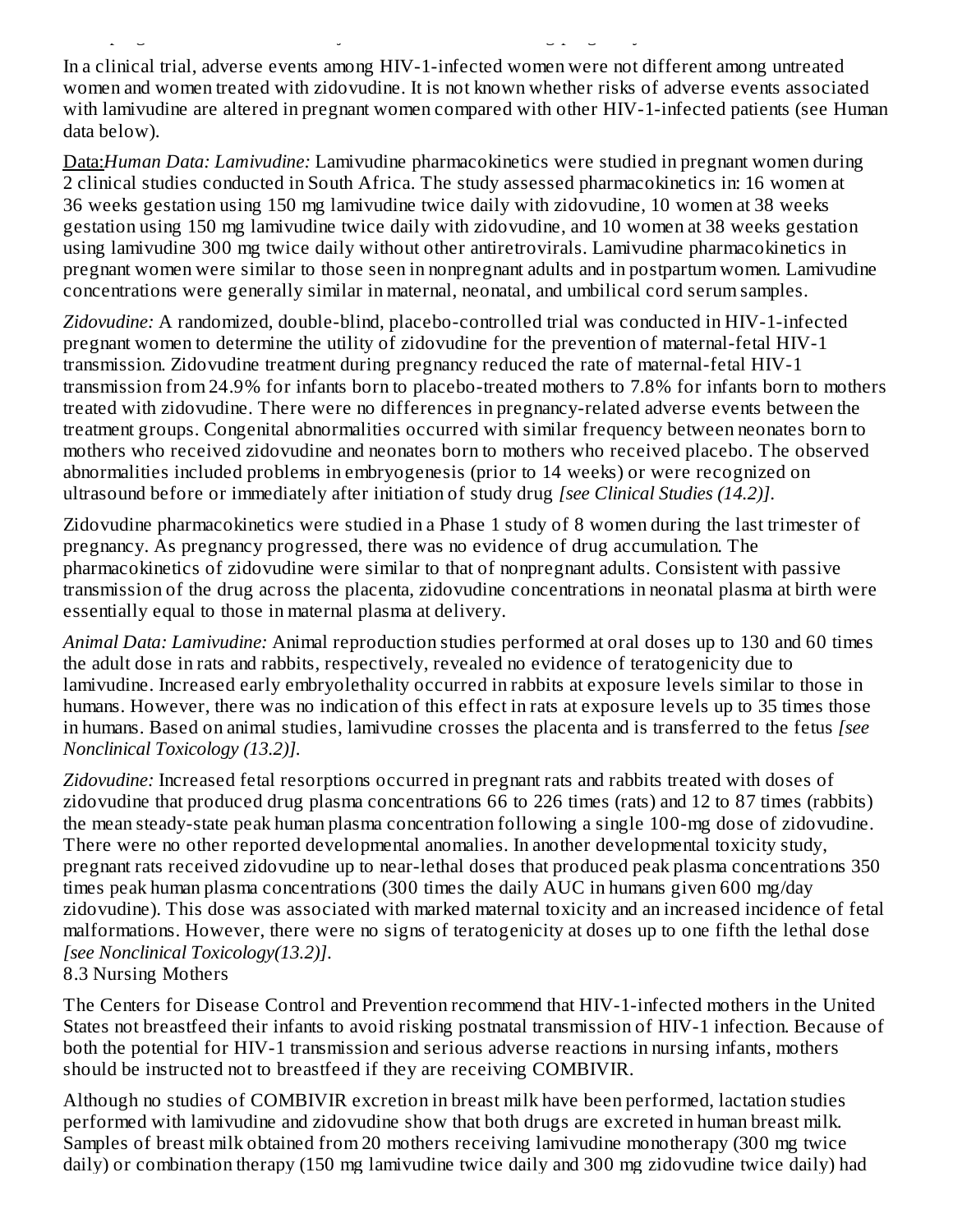In a clinical trial, adverse events among HIV-1-infected women were not different among untreated women and women treated with zidovudine. It is not known whether risks of adverse events associated with lamivudine are altered in pregnant women compared with other HIV-1-infected patients (see Human data below).

Data:*Human Data: Lamivudine:* Lamivudine pharmacokinetics were studied in pregnant women during 2 clinical studies conducted in South Africa. The study assessed pharmacokinetics in: 16 women at 36 weeks gestation using 150 mg lamivudine twice daily with zidovudine, 10 women at 38 weeks gestation using 150 mg lamivudine twice daily with zidovudine, and 10 women at 38 weeks gestation using lamivudine 300 mg twice daily without other antiretrovirals. Lamivudine pharmacokinetics in pregnant women were similar to those seen in nonpregnant adults and in postpartum women. Lamivudine concentrations were generally similar in maternal, neonatal, and umbilical cord serum samples.

*Zidovudine:* A randomized, double-blind, placebo-controlled trial was conducted in HIV-1-infected pregnant women to determine the utility of zidovudine for the prevention of maternal-fetal HIV-1 transmission. Zidovudine treatment during pregnancy reduced the rate of maternal-fetal HIV-1 transmission from 24.9% for infants born to placebo-treated mothers to 7.8% for infants born to mothers treated with zidovudine. There were no differences in pregnancy-related adverse events between the treatment groups. Congenital abnormalities occurred with similar frequency between neonates born to mothers who received zidovudine and neonates born to mothers who received placebo. The observed abnormalities included problems in embryogenesis (prior to 14 weeks) or were recognized on ultrasound before or immediately after initiation of study drug *[see Clinical Studies (14.2)]*.

Zidovudine pharmacokinetics were studied in a Phase 1 study of 8 women during the last trimester of pregnancy. As pregnancy progressed, there was no evidence of drug accumulation. The pharmacokinetics of zidovudine were similar to that of nonpregnant adults. Consistent with passive transmission of the drug across the placenta, zidovudine concentrations in neonatal plasma at birth were essentially equal to those in maternal plasma at delivery.

*Animal Data: Lamivudine:* Animal reproduction studies performed at oral doses up to 130 and 60 times the adult dose in rats and rabbits, respectively, revealed no evidence of teratogenicity due to lamivudine. Increased early embryolethality occurred in rabbits at exposure levels similar to those in humans. However, there was no indication of this effect in rats at exposure levels up to 35 times those in humans. Based on animal studies, lamivudine crosses the placenta and is transferred to the fetus *[see Nonclinical Toxicology (13.2)]*.

*Zidovudine:* Increased fetal resorptions occurred in pregnant rats and rabbits treated with doses of zidovudine that produced drug plasma concentrations 66 to 226 times (rats) and 12 to 87 times (rabbits) the mean steady-state peak human plasma concentration following a single 100-mg dose of zidovudine. There were no other reported developmental anomalies. In another developmental toxicity study, pregnant rats received zidovudine up to near-lethal doses that produced peak plasma concentrations 350 times peak human plasma concentrations (300 times the daily AUC in humans given 600 mg/day zidovudine). This dose was associated with marked maternal toxicity and an increased incidence of fetal malformations. However, there were no signs of teratogenicity at doses up to one fifth the lethal dose *[see Nonclinical Toxicology(13.2)]*.

### 8.3 Nursing Mothers

The Centers for Disease Control and Prevention recommend that HIV-1-infected mothers in the United States not breastfeed their infants to avoid risking postnatal transmission of HIV-1 infection. Because of both the potential for HIV-1 transmission and serious adverse reactions in nursing infants, mothers should be instructed not to breastfeed if they are receiving COMBIVIR.

Although no studies of COMBIVIR excretion in breast milk have been performed, lactation studies performed with lamivudine and zidovudine show that both drugs are excreted in human breast milk. Samples of breast milk obtained from 20 mothers receiving lamivudine monotherapy (300 mg twice daily) or combination therapy (150 mg lamivudine twice daily and 300 mg zidovudine twice daily) had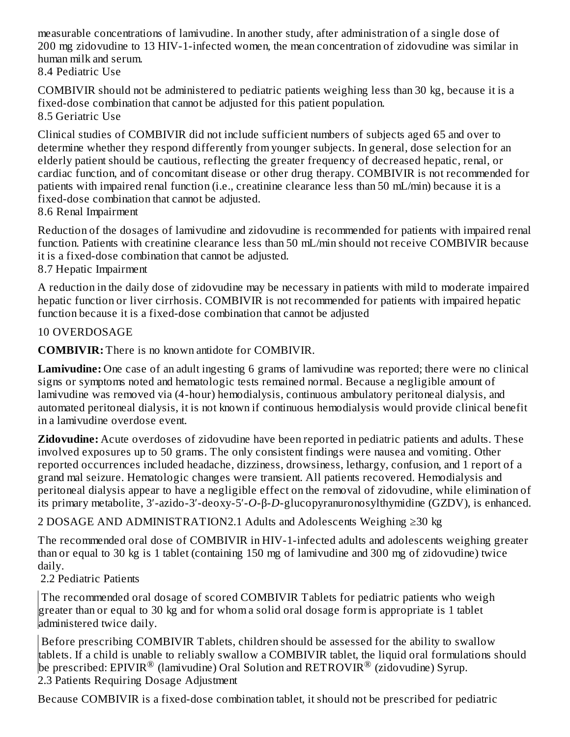measurable concentrations of lamivudine. In another study, after administration of a single dose of 200 mg zidovudine to 13 HIV-1-infected women, the mean concentration of zidovudine was similar in human milk and serum.

### 8.4 Pediatric Use

COMBIVIR should not be administered to pediatric patients weighing less than 30 kg, because it is a fixed-dose combination that cannot be adjusted for this patient population.

### 8.5 Geriatric Use

Clinical studies of COMBIVIR did not include sufficient numbers of subjects aged 65 and over to determine whether they respond differently from younger subjects. In general, dose selection for an elderly patient should be cautious, reflecting the greater frequency of decreased hepatic, renal, or cardiac function, and of concomitant disease or other drug therapy. COMBIVIR is not recommended for patients with impaired renal function (i.e., creatinine clearance less than 50 mL/min) because it is a fixed-dose combination that cannot be adjusted.

### 8.6 Renal Impairment

Reduction of the dosages of lamivudine and zidovudine is recommended for patients with impaired renal function. Patients with creatinine clearance less than 50 mL/min should not receive COMBIVIR because it is a fixed-dose combination that cannot be adjusted.

### 8.7 Hepatic Impairment

A reduction in the daily dose of zidovudine may be necessary in patients with mild to moderate impaired hepatic function or liver cirrhosis. COMBIVIR is not recommended for patients with impaired hepatic function because it is a fixed-dose combination that cannot be adjusted

## 10 OVERDOSAGE

**COMBIVIR:** There is no known antidote for COMBIVIR.

**Lamivudine:** One case of an adult ingesting 6 grams of lamivudine was reported; there were no clinical signs or symptoms noted and hematologic tests remained normal. Because a negligible amount of lamivudine was removed via (4-hour) hemodialysis, continuous ambulatory peritoneal dialysis, and automated peritoneal dialysis, it is not known if continuous hemodialysis would provide clinical benefit in a lamivudine overdose event.

**Zidovudine:** Acute overdoses of zidovudine have been reported in pediatric patients and adults. These involved exposures up to 50 grams. The only consistent findings were nausea and vomiting. Other reported occurrences included headache, dizziness, drowsiness, lethargy, confusion, and 1 report of a grand mal seizure. Hematologic changes were transient. All patients recovered. Hemodialysis and peritoneal dialysis appear to have a negligible effect on the removal of zidovudine, while elimination of its primary metabolite, 3′-azido-3′-deoxy-5′-*O*-β-*D*-glucopyranuronosylthymidine (GZDV), is enhanced.

## 2 DOSAGE AND ADMINISTRATION

### 2.1 Adults and Adolescents Weighing ≥30 kg

The recommended oral dose of COMBIVIR in HIV-1-infected adults and adolescents weighing greater than or equal to 30 kg is 1 tablet (containing 150 mg of lamivudine and 300 mg of zidovudine) twice daily.

### 2.2 Pediatric Patients

The recommended oral dosage of scored COMBIVIR Tablets for pediatric patients who weigh greater than or equal to 30 kg and for whom a solid oral dosage form is appropriate is 1 tablet administered twice daily.

Before prescribing COMBIVIR Tablets, children should be assessed for the ability to swallow tablets. If a child is unable to reliably swallow a COMBIVIR tablet, the liquid oral formulations should be prescribed: EPIVIR® (lamivudine) Oral Solution and RETROVIR® (zidovudine) Syrup.

### 2.3 Patients Requiring Dosage Adjustment

Because COMBIVIR is a fixed-dose combination tablet, it should not be prescribed for pediatric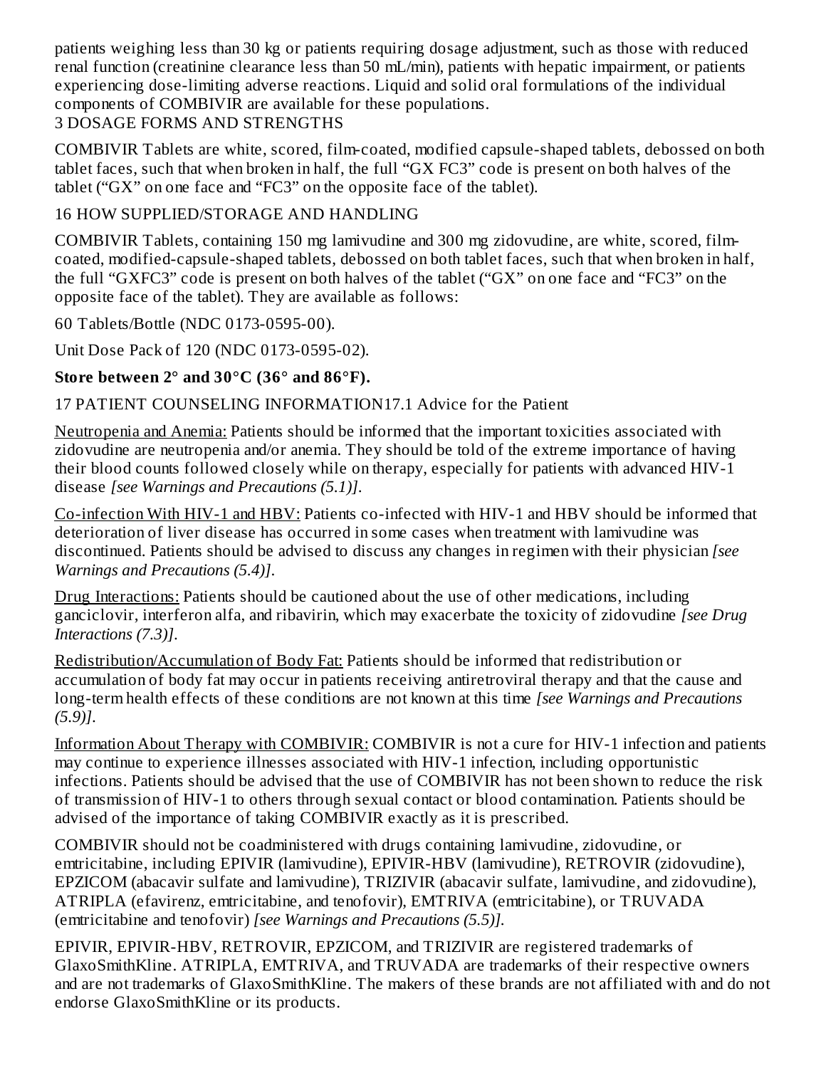patients weighing less than 30 kg or patients requiring dosage adjustment, such as those with reduced renal function (creatinine clearance less than 50 mL/min), patients with hepatic impairment, or patients experiencing dose-limiting adverse reactions. Liquid and solid oral formulations of the individual components of COMBIVIR are available for these populations.

## 3 DOSAGE FORMS AND STRENGTHS

COMBIVIR Tablets are white, scored, film-coated, modified capsule-shaped tablets, debossed on both tablet faces, such that when broken in half, the full "GX FC3" code is present on both halves of the tablet ("GX" on one face and "FC3" on the opposite face of the tablet).

## 16 HOW SUPPLIED/STORAGE AND HANDLING

COMBIVIR Tablets, containing 150 mg lamivudine and 300 mg zidovudine, are white, scored, film-coated, modified-capsule-shaped tablets, debossed on both tablet faces, such that when broken in half, the full "GXFC3" code is present on both halves of the tablet ("GX" on one face and "FC3" on the opposite face of the tablet). They are available as follows:

60 Tablets/Bottle (NDC 0173-0595-00).

Unit Dose Pack of 120 (NDC 0173-0595-02).

**Store between 2° and 30°C (36° and 86°F).**

## 17 PATIENT COUNSELING INFORMATION17.1 Advice for the Patient

Neutropenia and Anemia: Patients should be informed that the important toxicities associated with zidovudine are neutropenia and/or anemia. They should be told of the extreme importance of having their blood counts followed closely while on therapy, especially for patients with advanced HIV-1 disease *[see Warnings and Precautions (5.1)].*

Co-infection With HIV-1 and HBV: Patients co-infected with HIV-1 and HBV should be informed that deterioration of liver disease has occurred in some cases when treatment with lamivudine was discontinued. Patients should be advised to discuss any changes in regimen with their physician *[see Warnings and Precautions (5.4)].*

Drug Interactions: Patients should be cautioned about the use of other medications, including ganciclovir, interferon alfa, and ribavirin, which may exacerbate the toxicity of zidovudine *[see Drug Interactions (7.3)].*

Redistribution/Accumulation of Body Fat: Patients should be informed that redistribution or accumulation of body fat may occur in patients receiving antiretroviral therapy and that the cause and long-term health effects of these conditions are not known at this time *[see Warnings and Precautions (5.9)].*

Information About Therapy with COMBIVIR: COMBIVIR is not a cure for HIV-1 infection and patients may continue to experience illnesses associated with HIV-1 infection, including opportunistic infections. Patients should be advised that the use of COMBIVIR has not been shown to reduce the risk of transmission of HIV-1 to others through sexual contact or blood contamination. Patients should be advised of the importance of taking COMBIVIR exactly as it is prescribed.

COMBIVIR should not be coadministered with drugs containing lamivudine, zidovudine, or emtricitabine, including EPIVIR (lamivudine), EPIVIR-HBV (lamivudine), RETROVIR (zidovudine), EPZICOM (abacavir sulfate and lamivudine), TRIZIVIR (abacavir sulfate, lamivudine, and zidovudine), ATRIPLA (efavirenz, emtricitabine, and tenofovir), EMTRIVA (emtricitabine), or TRUVADA (emtricitabine and tenofovir) *[see Warnings and Precautions (5.5)].*

EPIVIR, EPIVIR-HBV, RETROVIR, EPZICOM, and TRIZIVIR are registered trademarks of GlaxoSmithKline. ATRIPLA, EMTRIVA, and TRUVADA are trademarks of their respective owners and are not trademarks of GlaxoSmithKline. The makers of these brands are not affiliated with and do not endorse GlaxoSmithKline or its products.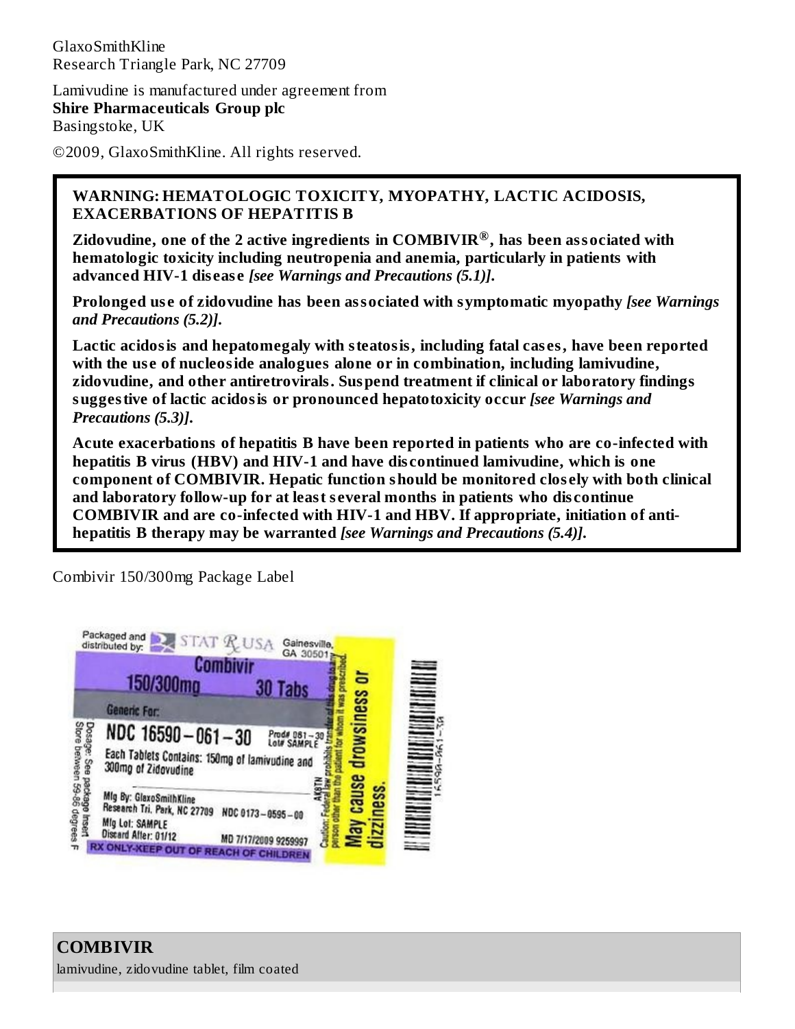GlaxoSmithKline
Research Triangle Park, NC 27709

Lamivudine is manufactured under agreement from
**Shire Pharmaceuticals Group plc**
Basingstoke, UK

©2009, GlaxoSmithKline. All rights reserved.

**WARNING: HEMATOLOGIC TOXICITY, MYOPATHY, LACTIC ACIDOSIS, EXACERBATIONS OF HEPATITIS B**

**Zidovudine, one of the 2 active ingredients in COMBIVIR®, has been associated with hematologic toxicity including neutropenia and anemia, particularly in patients with advanced HIV-1 disease *[see Warnings and Precautions (5.1)]*.**

**Prolonged use of zidovudine has been associated with symptomatic myopathy *[see Warnings and Precautions (5.2)]*.**

**Lactic acidosis and hepatomegaly with steatosis, including fatal cases, have been reported with the use of nucleoside analogues alone or in combination, including lamivudine, zidovudine, and other antiretrovirals. Suspend treatment if clinical or laboratory findings suggestive of lactic acidosis or pronounced hepatotoxicity occur *[see Warnings and Precautions (5.3)]*.**

**Acute exacerbations of hepatitis B have been reported in patients who are co-infected with hepatitis B virus (HBV) and HIV-1 and have discontinued lamivudine, which is one component of COMBIVIR. Hepatic function should be monitored closely with both clinical and laboratory follow-up for at least several months in patients who discontinue COMBIVIR and are co-infected with HIV-1 and HBV. If appropriate, initiation of anti-hepatitis B therapy may be warranted *[see Warnings and Precautions (5.4)]*.**

Combivir 150/300mg Package Label

Packaged and distributed by: STAT Rx USA Gainesville, GA 30501

Combivir
150/300mg 30 Tabs

Generic For:

NDC 16590–061–30 Prod# 081–30 Lot# SAMPLE

Each Tablets Contains: 150mg of lamivudine and 300mg of Zidovudine

Mfg By: GlaxoSmithKline
Research Tri. Park, NC 27709 NDC 0173–0595–00
Mfg Lot: SAMPLE
Discard After: 01/12 MD 7/17/2009 9259997

RX ONLY-KEEP OUT OF REACH OF CHILDREN

Dosage: See package insert
Store between 59-86 degrees F

Caution: Federal law prohibits transfer of this drug to any person other than the patient for whom it was prescribed.

May cause drowsiness or dizziness.

## COMBIVIR

lamivudine, zidovudine tablet, film coated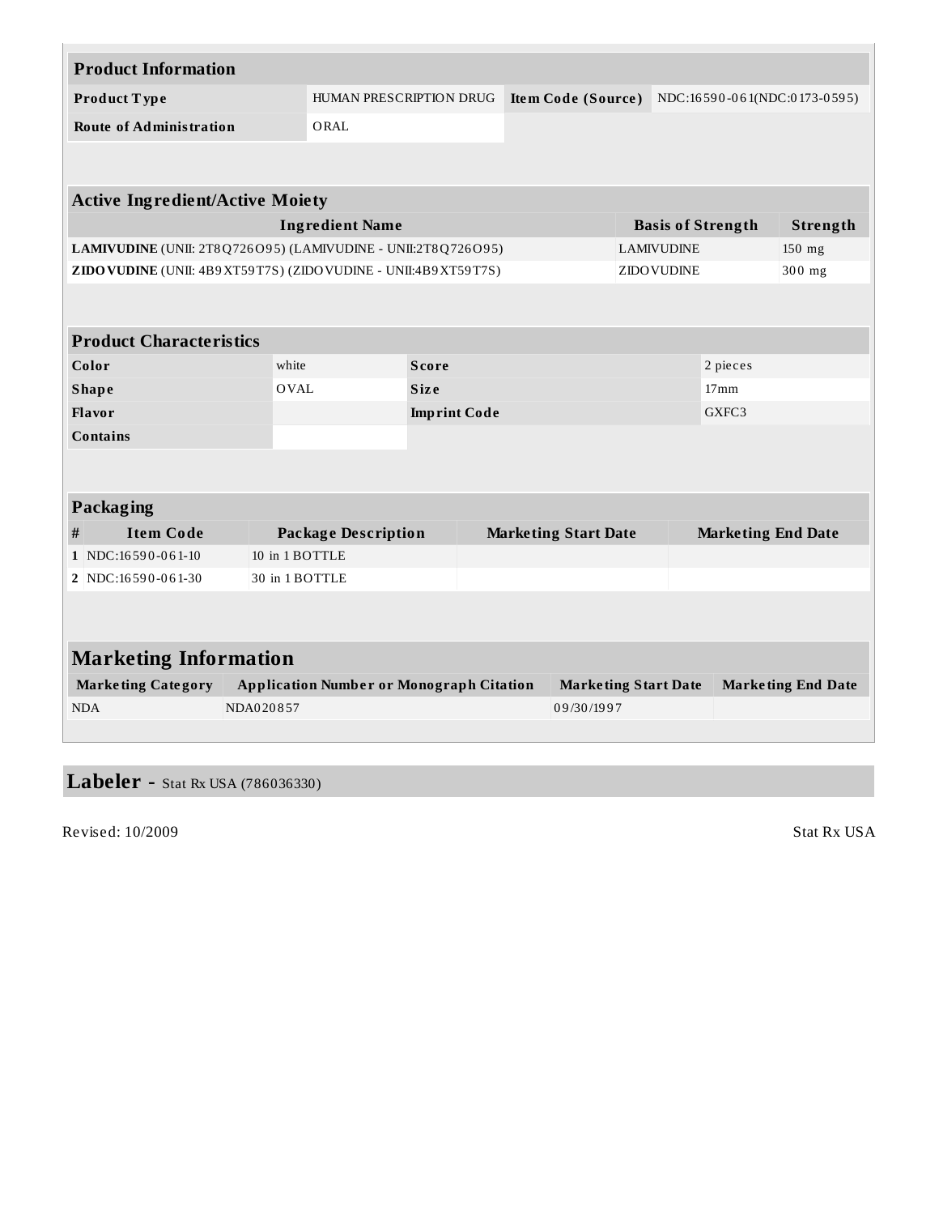## Product Information

| | | | |
|---|---|---|---|
| **Product Type** | HUMAN PRESCRIPTION DRUG | **Item Code (Source)** | NDC:16590-061(NDC:0173-0595) |
| **Route of Administration** | ORAL | | |

## Active Ingredient/Active Moiety

| Ingredient Name | Basis of Strength | Strength |
|---|---|---|
| **LAMIVUDINE** (UNII: 2T8Q726O95) (LAMIVUDINE - UNII:2T8Q726O95) | LAMIVUDINE | 150 mg |
| **ZIDOVUDINE** (UNII: 4B9XT59T7S) (ZIDOVUDINE - UNII:4B9XT59T7S) | ZIDOVUDINE | 300 mg |

## Product Characteristics

| | | | |
|---|---|---|---|
| **Color** | white | **Score** | 2 pieces |
| **Shape** | OVAL | **Size** | 17mm |
| **Flavor** | | **Imprint Code** | GXFC3 |
| **Contains** | | | |

## Packaging

| # | Item Code | Package Description | Marketing Start Date | Marketing End Date |
|---|---|---|---|---|
| 1 | NDC:16590-061-10 | 10 in 1 BOTTLE | | |
| 2 | NDC:16590-061-30 | 30 in 1 BOTTLE | | |

## Marketing Information

| Marketing Category | Application Number or Monograph Citation | Marketing Start Date | Marketing End Date |
|---|---|---|---|
| NDA | NDA020857 | 09/30/1997 | |

## Labeler - Stat Rx USA (786036330)

Revised: 10/2009

Stat Rx USA